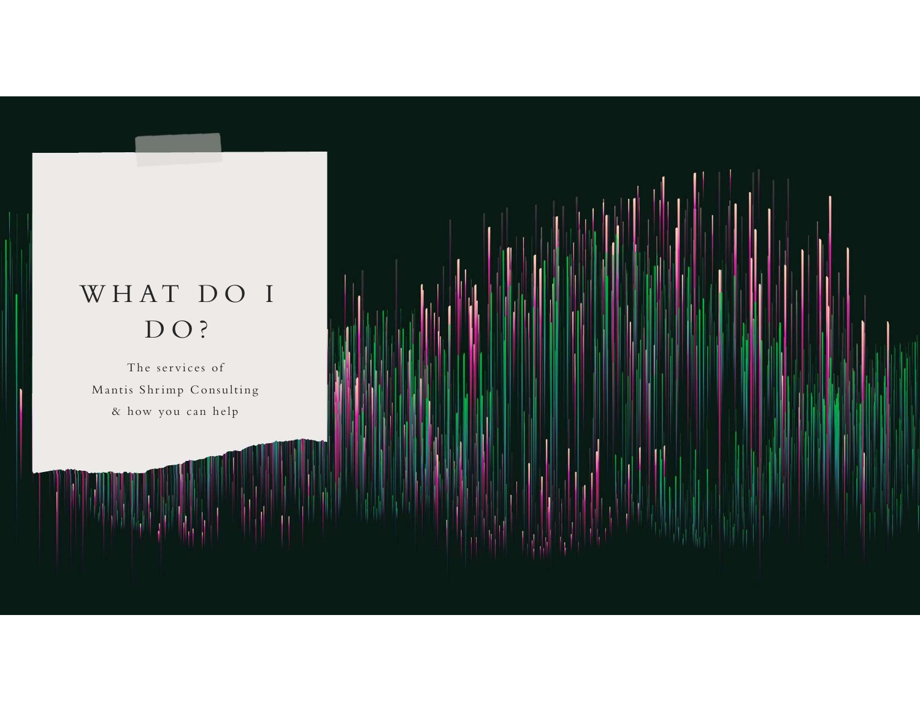# WHAT DO I DO?

The services of
Mantis Shrimp Consulting
& how you can help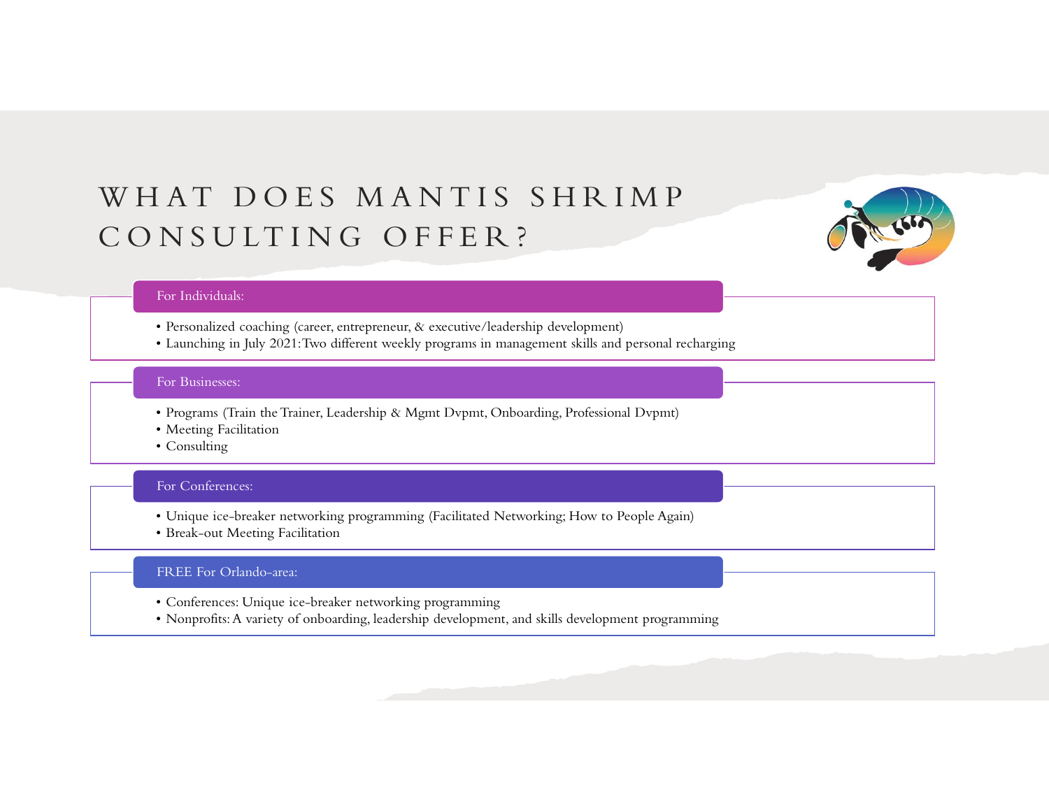# WHAT DOES MANTIS SHRIMP CONSULTING OFFER?

## For Individuals:

- Personalized coaching (career, entrepreneur, & executive/leadership development)
- Launching in July 2021: Two different weekly programs in management skills and personal recharging

## For Businesses:

- Programs (Train the Trainer, Leadership & Mgmt Dvpmt, Onboarding, Professional Dvpmt)
- Meeting Facilitation
- Consulting

## For Conferences:

- Unique ice-breaker networking programming (Facilitated Networking; How to People Again)
- Break-out Meeting Facilitation

## FREE For Orlando-area:

- Conferences: Unique ice-breaker networking programming
- Nonprofits: A variety of onboarding, leadership development, and skills development programming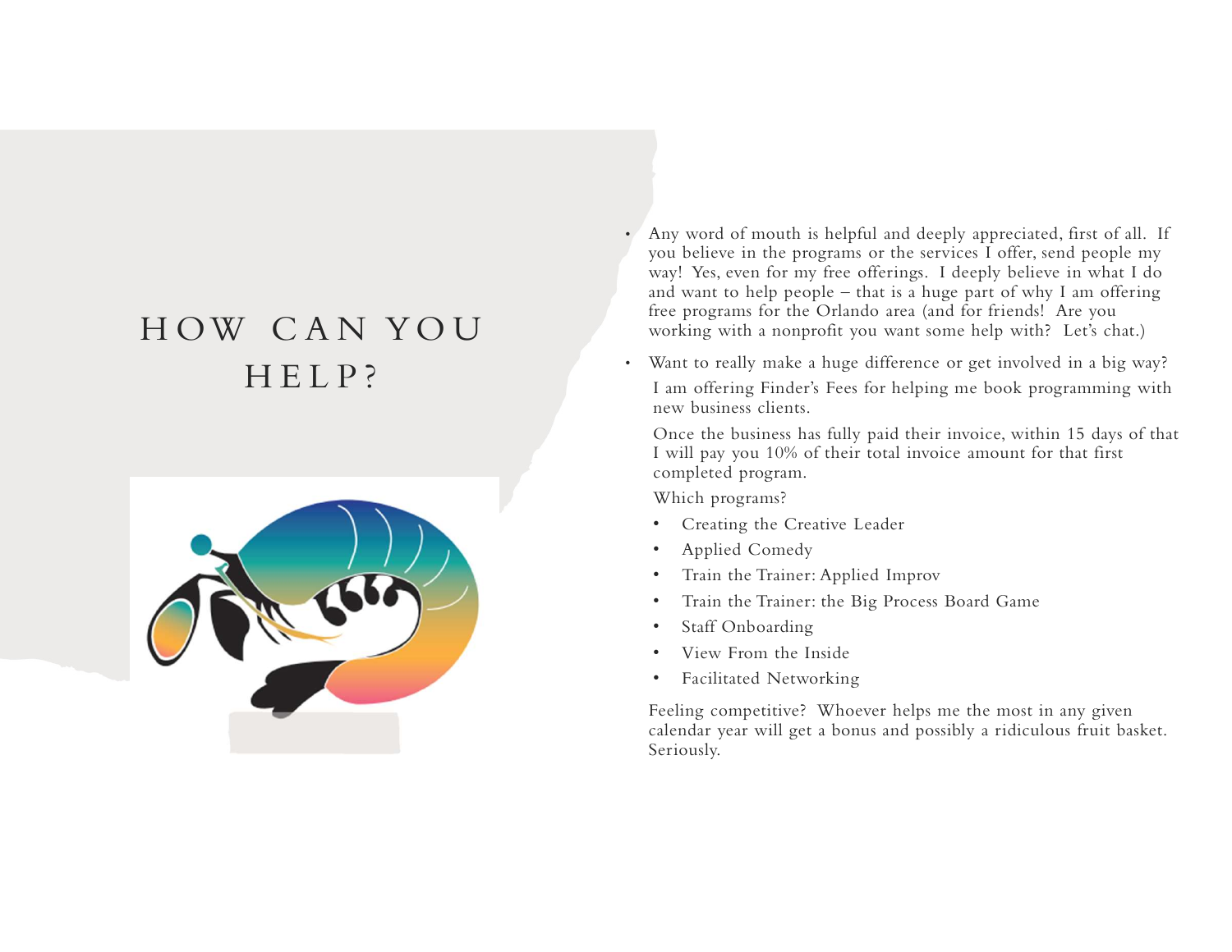# HOW CAN YOU HELP?

- Any word of mouth is helpful and deeply appreciated, first of all. If you believe in the programs or the services I offer, send people my way! Yes, even for my free offerings. I deeply believe in what I do and want to help people – that is a huge part of why I am offering free programs for the Orlando area (and for friends! Are you working with a nonprofit you want some help with? Let's chat.)
- Want to really make a huge difference or get involved in a big way?

  I am offering Finder's Fees for helping me book programming with new business clients.

  Once the business has fully paid their invoice, within 15 days of that I will pay you 10% of their total invoice amount for that first completed program.

  Which programs?

  - Creating the Creative Leader
  - Applied Comedy
  - Train the Trainer: Applied Improv
  - Train the Trainer: the Big Process Board Game
  - Staff Onboarding
  - View From the Inside
  - Facilitated Networking

  Feeling competitive? Whoever helps me the most in any given calendar year will get a bonus and possibly a ridiculous fruit basket. Seriously.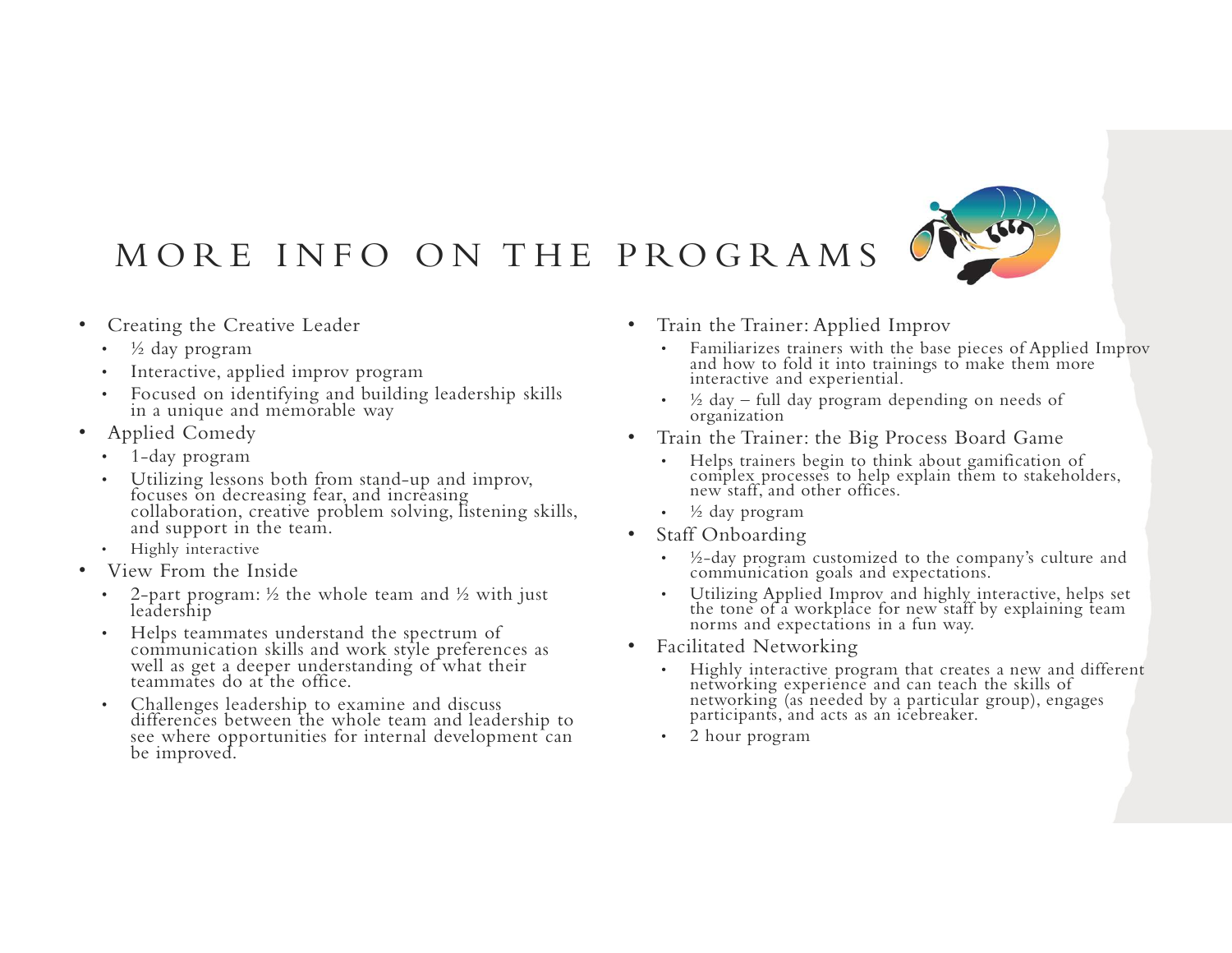# MORE INFO ON THE PROGRAMS

- Creating the Creative Leader
  - ½ day program
  - Interactive, applied improv program
  - Focused on identifying and building leadership skills in a unique and memorable way
- Applied Comedy
  - 1-day program
  - Utilizing lessons both from stand-up and improv, focuses on decreasing fear, and increasing collaboration, creative problem solving, listening skills, and support in the team.
  - Highly interactive
- View From the Inside
  - 2-part program: ½ the whole team and ½ with just leadership
  - Helps teammates understand the spectrum of communication skills and work style preferences as well as get a deeper understanding of what their teammates do at the office.
  - Challenges leadership to examine and discuss differences between the whole team and leadership to see where opportunities for internal development can be improved.
- Train the Trainer: Applied Improv
  - Familiarizes trainers with the base pieces of Applied Improv and how to fold it into trainings to make them more interactive and experiential.
  - ½ day – full day program depending on needs of organization
- Train the Trainer: the Big Process Board Game
  - Helps trainers begin to think about gamification of complex processes to help explain them to stakeholders, new staff, and other offices.
  - ½ day program
- Staff Onboarding
  - ½-day program customized to the company's culture and communication goals and expectations.
  - Utilizing Applied Improv and highly interactive, helps set the tone of a workplace for new staff by explaining team norms and expectations in a fun way.
- Facilitated Networking
  - Highly interactive program that creates a new and different networking experience and can teach the skills of networking (as needed by a particular group), engages participants, and acts as an icebreaker.
  - 2 hour program